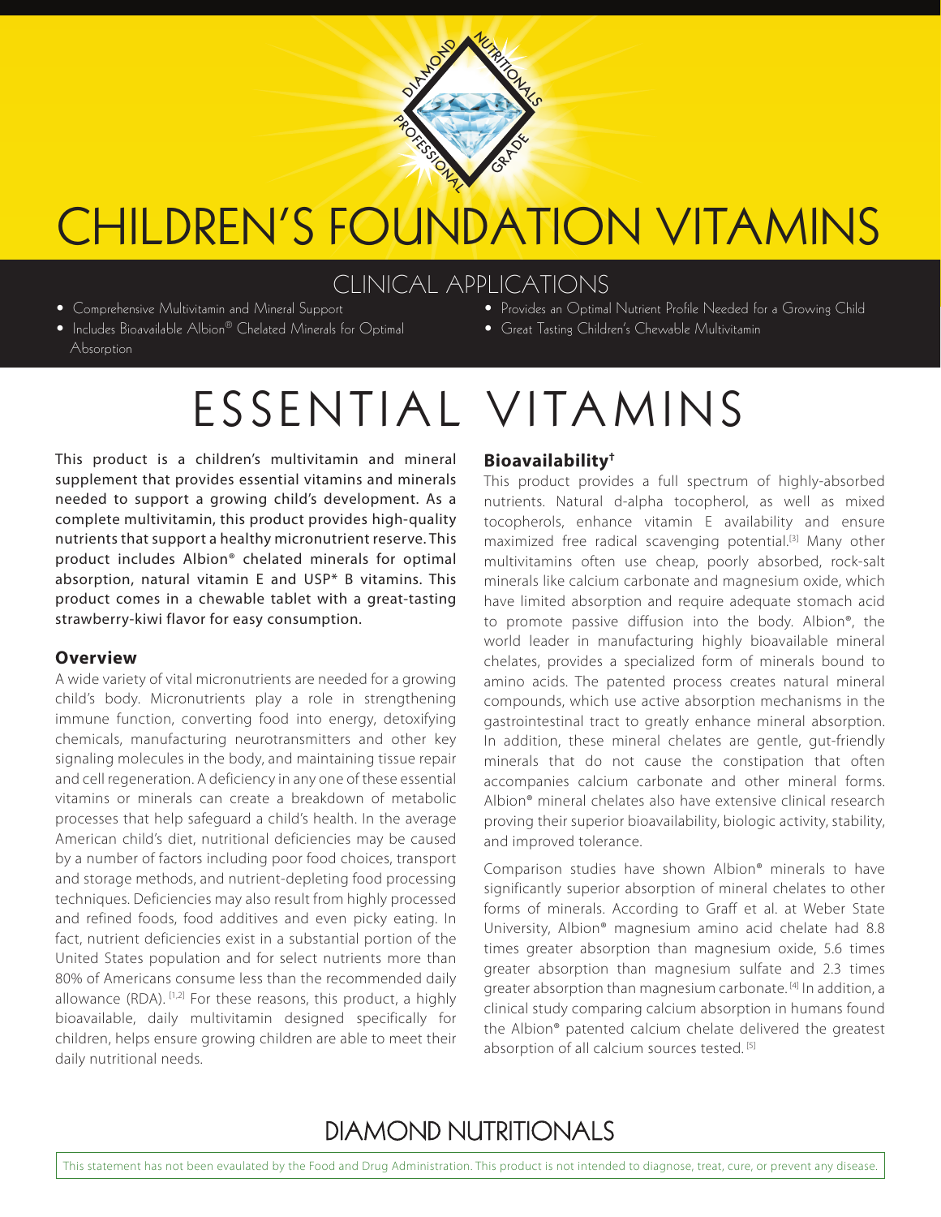# CHILDREN'S FOUNDATION VITAMINS

## CLINICAL APPLICATIONS

- Comprehensive Multivitamin and Mineral Support
- Includes Bioavailable Albion® Chelated Minerals for Optimal Absorption
- Provides an Optimal Nutrient Profile Needed for a Growing Child
- Great Tasting Children's Chewable Multivitamin

# ESSENTIAL VITAMINS

This product is a children's multivitamin and mineral supplement that provides essential vitamins and minerals needed to support a growing child's development. As a complete multivitamin, this product provides high-quality nutrients that support a healthy micronutrient reserve. This product includes Albion® chelated minerals for optimal absorption, natural vitamin E and USP* B vitamins. This product comes in a chewable tablet with a great-tasting strawberry-kiwi flavor for easy consumption.

### Overview

A wide variety of vital micronutrients are needed for a growing child's body. Micronutrients play a role in strengthening immune function, converting food into energy, detoxifying chemicals, manufacturing neurotransmitters and other key signaling molecules in the body, and maintaining tissue repair and cell regeneration. A deficiency in any one of these essential vitamins or minerals can create a breakdown of metabolic processes that help safeguard a child's health. In the average American child's diet, nutritional deficiencies may be caused by a number of factors including poor food choices, transport and storage methods, and nutrient-depleting food processing techniques. Deficiencies may also result from highly processed and refined foods, food additives and even picky eating. In fact, nutrient deficiencies exist in a substantial portion of the United States population and for select nutrients more than 80% of Americans consume less than the recommended daily allowance (RDA). [1,2] For these reasons, this product, a highly bioavailable, daily multivitamin designed specifically for children, helps ensure growing children are able to meet their daily nutritional needs.

### Bioavailability†

This product provides a full spectrum of highly-absorbed nutrients. Natural d-alpha tocopherol, as well as mixed tocopherols, enhance vitamin E availability and ensure maximized free radical scavenging potential.[3] Many other multivitamins often use cheap, poorly absorbed, rock-salt minerals like calcium carbonate and magnesium oxide, which have limited absorption and require adequate stomach acid to promote passive diffusion into the body. Albion®, the world leader in manufacturing highly bioavailable mineral chelates, provides a specialized form of minerals bound to amino acids. The patented process creates natural mineral compounds, which use active absorption mechanisms in the gastrointestinal tract to greatly enhance mineral absorption. In addition, these mineral chelates are gentle, gut-friendly minerals that do not cause the constipation that often accompanies calcium carbonate and other mineral forms. Albion® mineral chelates also have extensive clinical research proving their superior bioavailability, biologic activity, stability, and improved tolerance.

Comparison studies have shown Albion® minerals to have significantly superior absorption of mineral chelates to other forms of minerals. According to Graff et al. at Weber State University, Albion® magnesium amino acid chelate had 8.8 times greater absorption than magnesium oxide, 5.6 times greater absorption than magnesium sulfate and 2.3 times greater absorption than magnesium carbonate. [4] In addition, a clinical study comparing calcium absorption in humans found the Albion® patented calcium chelate delivered the greatest absorption of all calcium sources tested. [5]

DIAMOND NUTRITIONALS

This statement has not been evaulated by the Food and Drug Administration. This product is not intended to diagnose, treat, cure, or prevent any disease.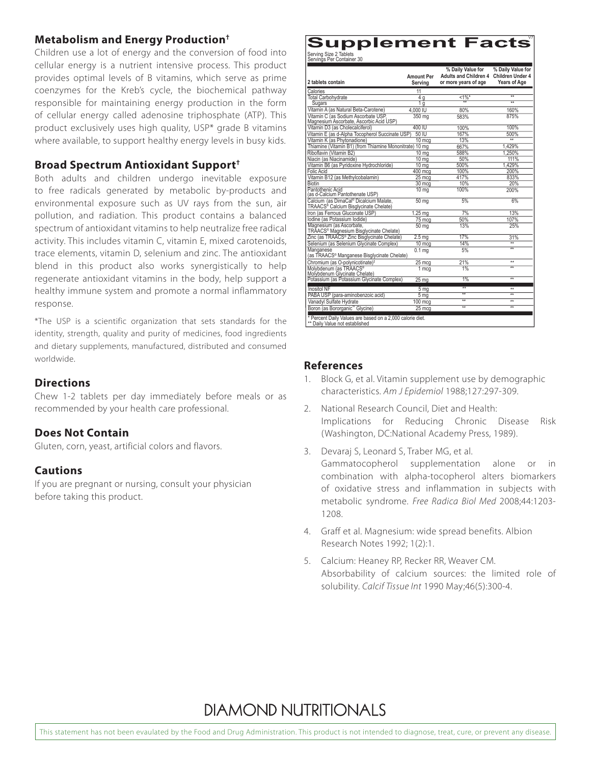## Metabolism and Energy Production†

Children use a lot of energy and the conversion of food into cellular energy is a nutrient intensive process. This product provides optimal levels of B vitamins, which serve as prime coenzymes for the Kreb's cycle, the biochemical pathway responsible for maintaining energy production in the form of cellular energy called adenosine triphosphate (ATP). This product exclusively uses high quality, USP* grade B vitamins where available, to support healthy energy levels in busy kids.

## Broad Spectrum Antioxidant Support†

Both adults and children undergo inevitable exposure to free radicals generated by metabolic by-products and environmental exposure such as UV rays from the sun, air pollution, and radiation. This product contains a balanced spectrum of antioxidant vitamins to help neutralize free radical activity. This includes vitamin C, vitamin E, mixed carotenoids, trace elements, vitamin D, selenium and zinc. The antioxidant blend in this product also works synergistically to help regenerate antioxidant vitamins in the body, help support a healthy immune system and promote a normal inflammatory response.

*The USP is a scientific organization that sets standards for the identity, strength, quality and purity of medicines, food ingredients and dietary supplements, manufactured, distributed and consumed worldwide.

## Directions

Chew 1-2 tablets per day immediately before meals or as recommended by your health care professional.

## Does Not Contain

Gluten, corn, yeast, artificial colors and flavors.

## Cautions

If you are pregnant or nursing, consult your physician before taking this product.

# Supplement Facts

Serving Size 2 Tablets
Servings Per Container 30

| 2 tablets contain | Amount Per Serving | % Daily Value for Adults and Children 4 or more years of age | % Daily Value for Children Under 4 Years of Age |
|---|---|---|---|
| Calories | 11 | | |
| Total Carbohydrate | 4 g | <1%* | ** |
| Sugars | 1 g | ** | ** |
| Vitamin A (as Natural Beta-Carotene) | 4,000 IU | 80% | 160% |
| Vitamin C (as Sodium Ascorbate USP, Magnesium Ascorbate, Ascorbic Acid USP) | 350 mg | 583% | 875% |
| Vitamin D3 (as Cholecalciferol) | 400 IU | 100% | 100% |
| Vitamin E (as d-Alpha Tocopherol Succinate USP) | 50 IU | 167% | 500% |
| Vitamin K (as Phytonadione) | 10 mcg | 13% | ** |
| Thiamine (Vitamin B1) (from Thiamine Mononitrate) | 10 mg | 667% | 1,429% |
| Riboflavin (Vitamin B2) | 10 mg | 588% | 1,250% |
| Niacin (as Niacinamide) | 10 mg | 50% | 111% |
| Vitamin B6 (as Pyridoxine Hydrochloride) | 10 mg | 500% | 1,429% |
| Folic Acid | 400 mcg | 100% | 200% |
| Vitamin B12 (as Methylcobalamin) | 25 mcg | 417% | 833% |
| Biotin | 30 mcg | 10% | 20% |
| Pantothenic Acid (as d-Calcium Pantothenate USP) | 10 mg | 100% | 200% |
| Calcium (as DimaCal® Dicalcium Malate, TRAACS® Calcium Bisglycinate Chelate) | 50 mg | 5% | 6% |
| Iron (as Ferrous Gluconate USP) | 1.25 mg | 7% | 13% |
| Iodine (as Potassium Iodide) | 75 mcg | 50% | 107% |
| Magnesium (as Ascorbate, TRAACS® Magnesium Bisglycinate Chelate) | 50 mg | 13% | 25% |
| Zinc (as TRAACS® Zinc Bisglycinate Chelate) | 2.5 mg | 17% | 31% |
| Selenium (as Selenium Glycinate Complex) | 10 mcg | 14% | ** |
| Manganese (as TRAACS® Manganese Bisglycinate Chelate) | 0.1 mg | 5% | ** |
| Chromium (as O-polynicotinate)‡ | 25 mcg | 21% | ** |
| Molybdenum (as TRAACS® Molybdenum Glycinate Chelate) | 1 mcg | 1% | ** |
| Potassium (as Potassium Glycinate Complex) | 25 mg | 1% | ** |
| Inositol NF | 5 mg | ** | ** |
| PABA USP (para-aminobenzoic acid) | 5 mg | ** | ** |
| Vanadyl Sulfate Hydrate | 100 mcg | ** | ** |
| Boron (as Bororganic™ Glycine) | 25 mcg | ** | ** |

\* Percent Daily Values are based on a 2,000 calorie diet.
** Daily Value not established

## References

1. Block G, et al. Vitamin supplement use by demographic characteristics. *Am J Epidemiol* 1988;127:297-309.
2. National Research Council, Diet and Health: Implications for Reducing Chronic Disease Risk (Washington, DC:National Academy Press, 1989).
3. Devaraj S, Leonard S, Traber MG, et al. Gammatocopherol supplementation alone or in combination with alpha-tocopherol alters biomarkers of oxidative stress and inflammation in subjects with metabolic syndrome. *Free Radica Biol Med* 2008;44:1203-1208.
4. Graff et al. Magnesium: wide spread benefits. Albion Research Notes 1992; 1(2):1.
5. Calcium: Heaney RP, Recker RR, Weaver CM. Absorbability of calcium sources: the limited role of solubility. *Calcif Tissue Int* 1990 May;46(5):300-4.

DIAMOND NUTRITIONALS

This statement has not been evaulated by the Food and Drug Administration. This product is not intended to diagnose, treat, cure, or prevent any disease.